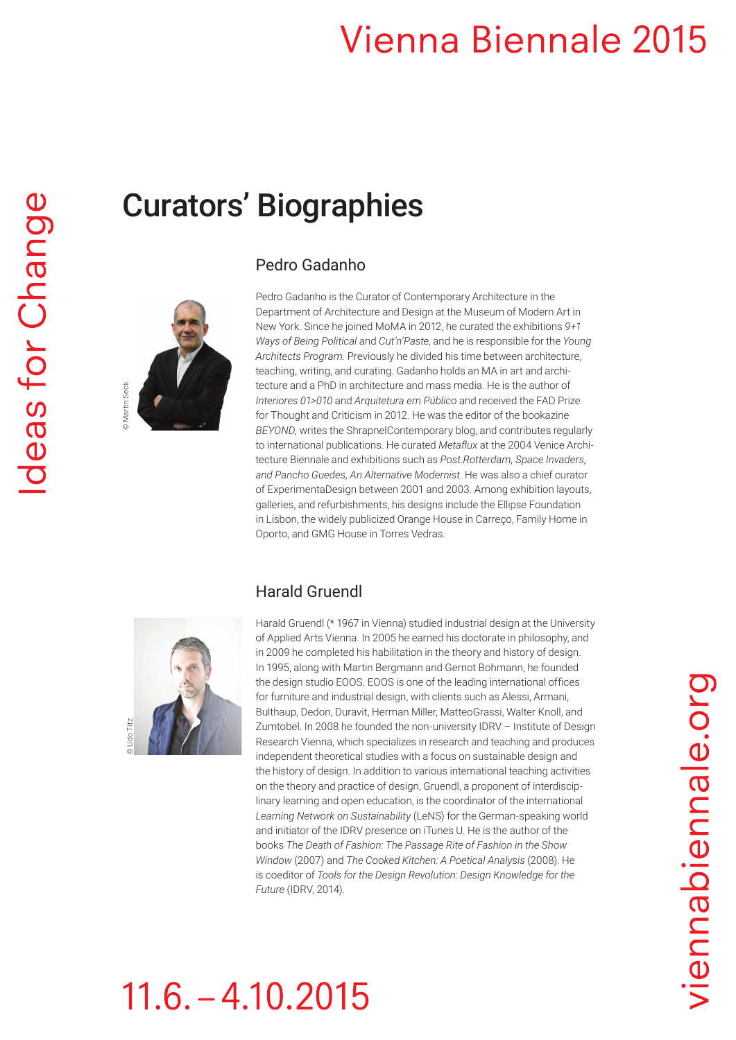# Curators' Biographies

## Pedro Gadanho

© Martin Seck

Pedro Gadanho is the Curator of Contemporary Architecture in the Department of Architecture and Design at the Museum of Modern Art in New York. Since he joined MoMA in 2012, he curated the exhibitions *9+1 Ways of Being Political* and *Cut'n'Paste*, and he is responsible for the *Young Architects Program.* Previously he divided his time between architecture, teaching, writing, and curating. Gadanho holds an MA in art and architecture and a PhD in architecture and mass media. He is the author of *Interiores 01>010* and *Arquitetura em Público* and received the FAD Prize for Thought and Criticism in 2012. He was the editor of the bookazine *BEYOND,* writes the ShrapnelContemporary blog, and contributes regularly to international publications. He curated *Metaflux* at the 2004 Venice Architecture Biennale and exhibitions such as *Post.Rotterdam, Space Invaders, and Pancho Guedes, An Alternative Modernist.* He was also a chief curator of ExperimentaDesign between 2001 and 2003. Among exhibition layouts, galleries, and refurbishments, his designs include the Ellipse Foundation in Lisbon, the widely publicized Orange House in Carreço, Family Home in Oporto, and GMG House in Torres Vedras.

## Harald Gruendl

© Udo Titz

Harald Gruendl (* 1967 in Vienna) studied industrial design at the University of Applied Arts Vienna. In 2005 he earned his doctorate in philosophy, and in 2009 he completed his habilitation in the theory and history of design. In 1995, along with Martin Bergmann and Gernot Bohmann, he founded the design studio EOOS. EOOS is one of the leading international offices for furniture and industrial design, with clients such as Alessi, Armani, Bulthaup, Dedon, Duravit, Herman Miller, MatteoGrassi, Walter Knoll, and Zumtobel. In 2008 he founded the non-university IDRV – Institute of Design Research Vienna, which specializes in research and teaching and produces independent theoretical studies with a focus on sustainable design and the history of design. In addition to various international teaching activities on the theory and practice of design, Gruendl, a proponent of interdisciplinary learning and open education, is the coordinator of the international *Learning Network on Sustainability* (LeNS) for the German-speaking world and initiator of the IDRV presence on iTunes U. He is the author of the books *The Death of Fashion: The Passage Rite of Fashion in the Show Window* (2007) and *The Cooked Kitchen: A Poetical Analysis* (2008). He is coeditor of *Tools for the Design Revolution: Design Knowledge for the Future* (IDRV, 2014).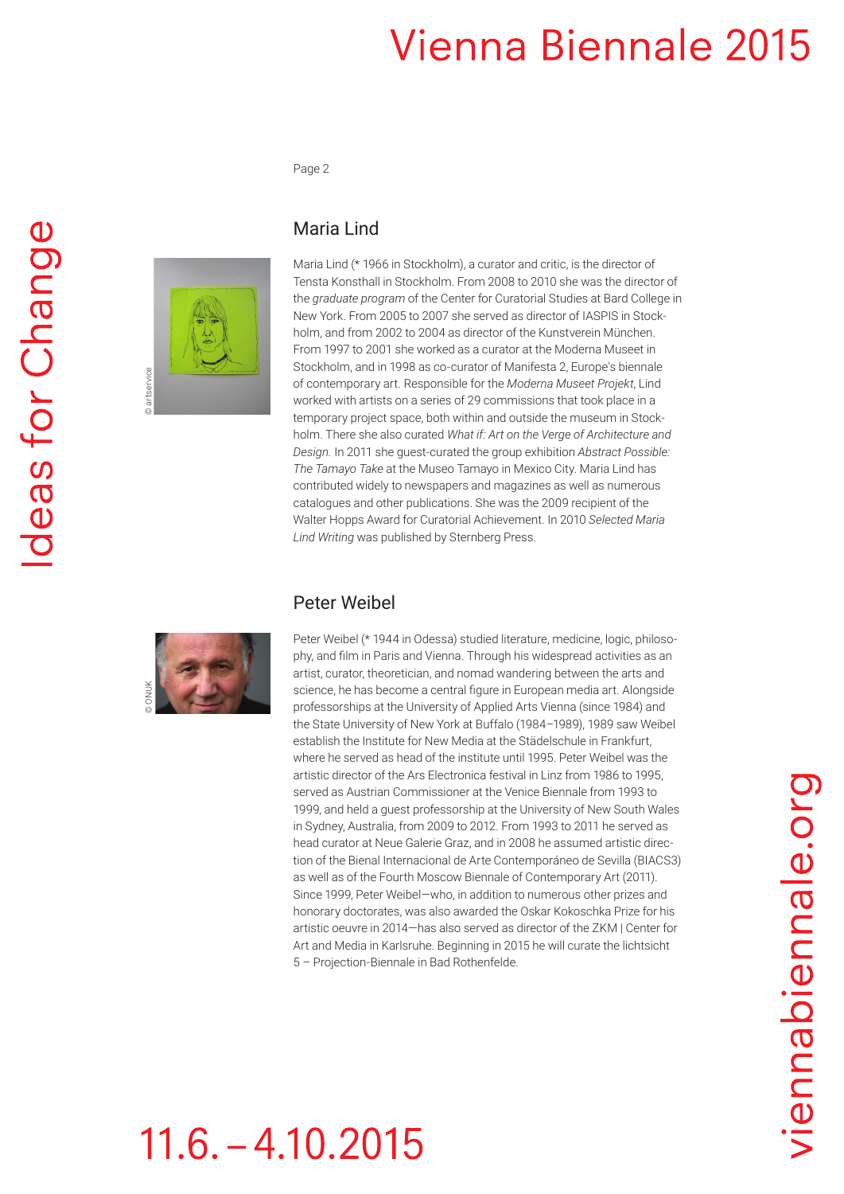## Maria Lind

© artservice

Maria Lind (* 1966 in Stockholm), a curator and critic, is the director of Tensta Konsthall in Stockholm. From 2008 to 2010 she was the director of the *graduate program* of the Center for Curatorial Studies at Bard College in New York. From 2005 to 2007 she served as director of IASPIS in Stockholm, and from 2002 to 2004 as director of the Kunstverein München. From 1997 to 2001 she worked as a curator at the Moderna Museet in Stockholm, and in 1998 as co-curator of Manifesta 2, Europe's biennale of contemporary art. Responsible for the *Moderna Museet Projekt*, Lind worked with artists on a series of 29 commissions that took place in a temporary project space, both within and outside the museum in Stockholm. There she also curated *What if: Art on the Verge of Architecture and Design*. In 2011 she guest-curated the group exhibition *Abstract Possible: The Tamayo Take* at the Museo Tamayo in Mexico City. Maria Lind has contributed widely to newspapers and magazines as well as numerous catalogues and other publications. She was the 2009 recipient of the Walter Hopps Award for Curatorial Achievement. In 2010 *Selected Maria Lind Writing* was published by Sternberg Press.

## Peter Weibel

© ONUK

Peter Weibel (* 1944 in Odessa) studied literature, medicine, logic, philosophy, and film in Paris and Vienna. Through his widespread activities as an artist, curator, theoretician, and nomad wandering between the arts and science, he has become a central figure in European media art. Alongside professorships at the University of Applied Arts Vienna (since 1984) and the State University of New York at Buffalo (1984–1989), 1989 saw Weibel establish the Institute for New Media at the Städelschule in Frankfurt, where he served as head of the institute until 1995. Peter Weibel was the artistic director of the Ars Electronica festival in Linz from 1986 to 1995, served as Austrian Commissioner at the Venice Biennale from 1993 to 1999, and held a guest professorship at the University of New South Wales in Sydney, Australia, from 2009 to 2012. From 1993 to 2011 he served as head curator at Neue Galerie Graz, and in 2008 he assumed artistic direction of the Bienal Internacional de Arte Contemporáneo de Sevilla (BIACS3) as well as of the Fourth Moscow Biennale of Contemporary Art (2011). Since 1999, Peter Weibel—who, in addition to numerous other prizes and honorary doctorates, was also awarded the Oskar Kokoschka Prize for his artistic oeuvre in 2014—has also served as director of the ZKM | Center for Art and Media in Karlsruhe. Beginning in 2015 he will curate the lichtsicht 5 – Projection-Biennale in Bad Rothenfelde.